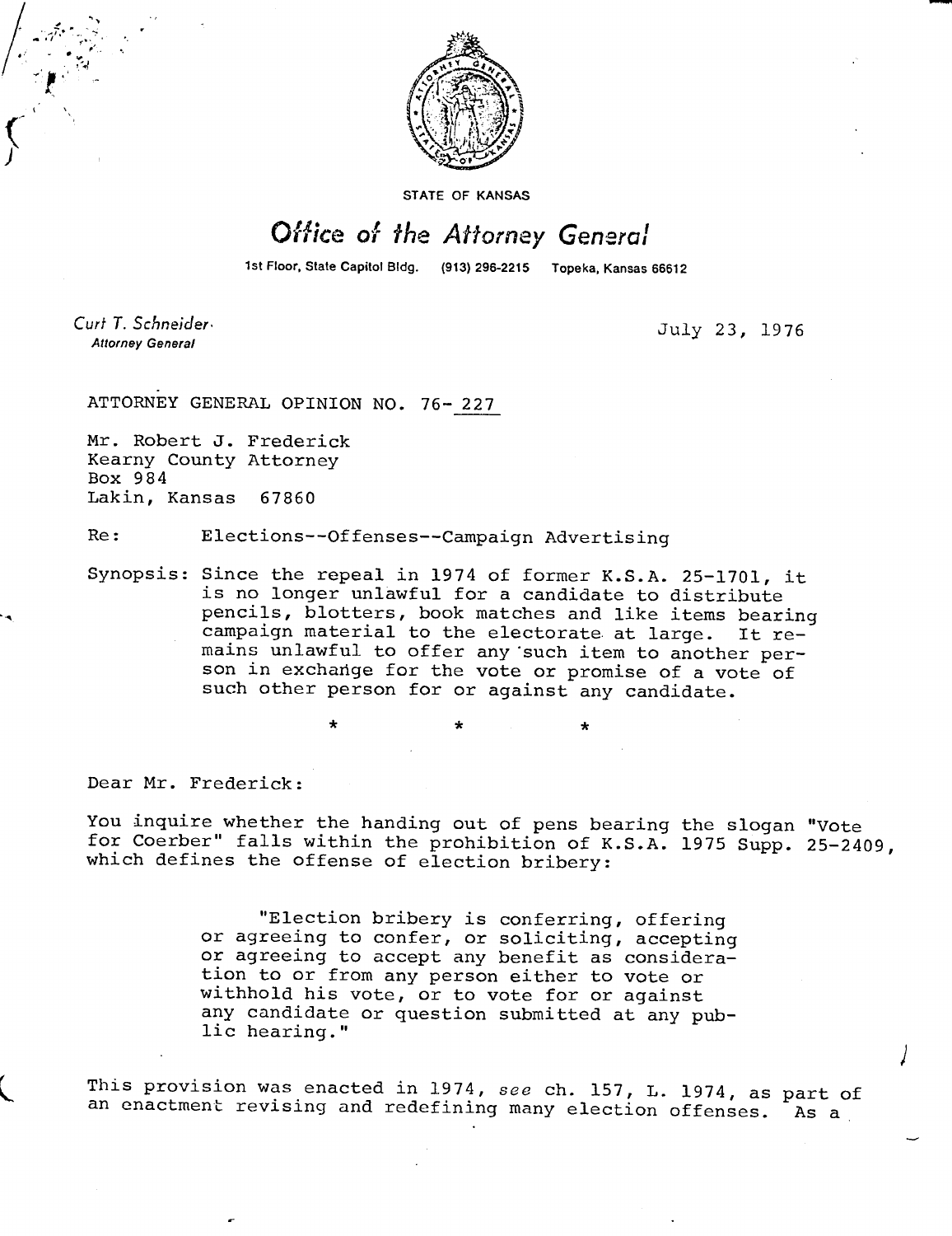STATE OF KANSAS

# Office of the Attorney General

1st Floor, State Capitol Bldg. (913) 296-2215 Topeka, Kansas 66612

*Curt T. Schneider*
**Attorney General**

July 23, 1976

ATTORNEY GENERAL OPINION NO. 76-227

Mr. Robert J. Frederick
Kearny County Attorney
Box 984
Lakin, Kansas 67860

Re: Elections--Offenses--Campaign Advertising

Synopsis: Since the repeal in 1974 of former K.S.A. 25-1701, it is no longer unlawful for a candidate to distribute pencils, blotters, book matches and like items bearing campaign material to the electorate at large. It remains unlawful to offer any such item to another person in exchange for the vote or promise of a vote of such other person for or against any candidate.

\*    \*    \*

Dear Mr. Frederick:

You inquire whether the handing out of pens bearing the slogan "Vote for Coerber" falls within the prohibition of K.S.A. 1975 Supp. 25-2409, which defines the offense of election bribery:

> "Election bribery is conferring, offering or agreeing to confer, or soliciting, accepting or agreeing to accept any benefit as consideration to or from any person either to vote or withhold his vote, or to vote for or against any candidate or question submitted at any public hearing."

This provision was enacted in 1974, *see* ch. 157, L. 1974, as part of an enactment revising and redefining many election offenses. As a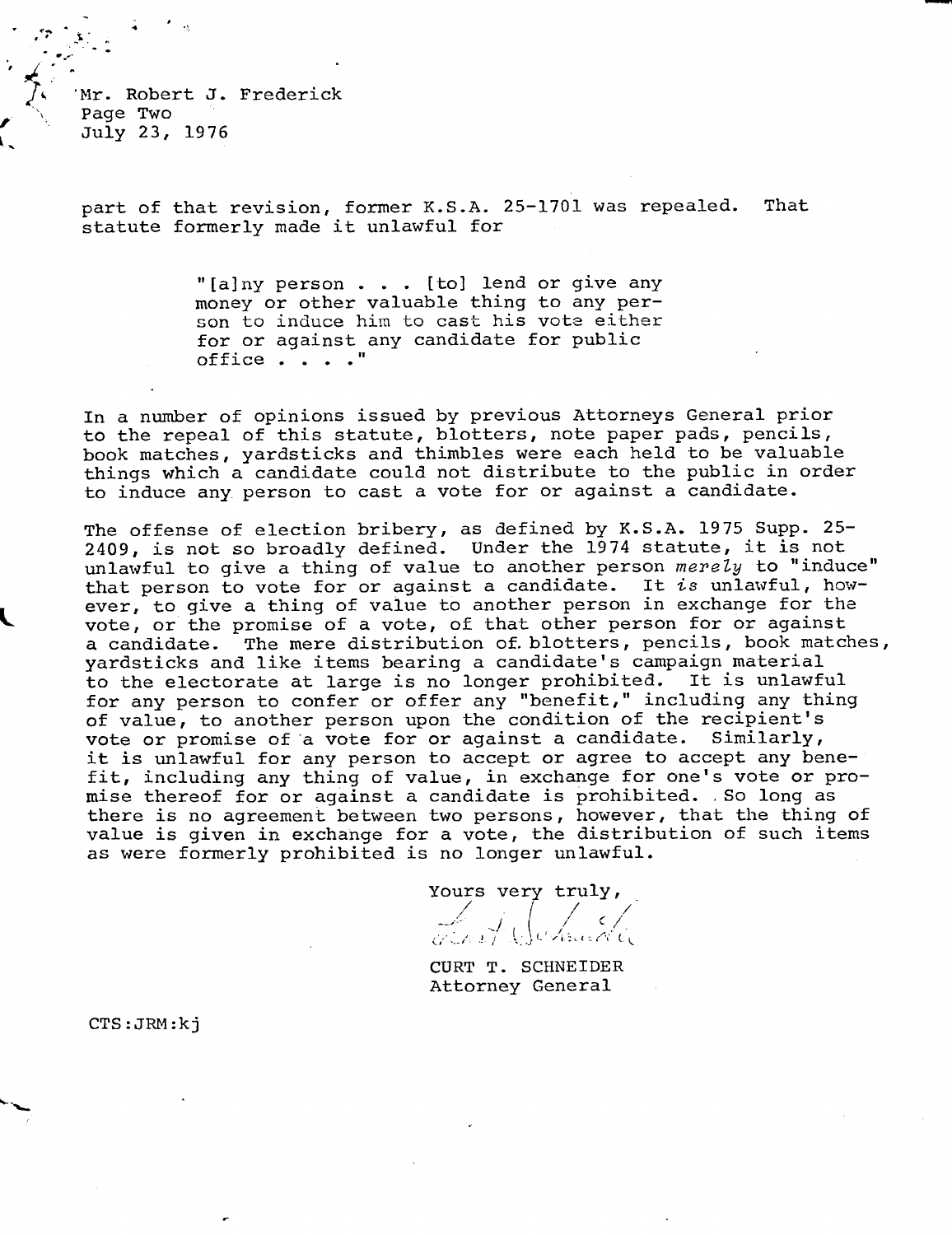Mr. Robert J. Frederick
Page Two
July 23, 1976

part of that revision, former K.S.A. 25-1701 was repealed. That statute formerly made it unlawful for

> "[a]ny person . . . [to] lend or give any money or other valuable thing to any person to induce him to cast his vote either for or against any candidate for public office . . . ."

In a number of opinions issued by previous Attorneys General prior to the repeal of this statute, blotters, note paper pads, pencils, book matches, yardsticks and thimbles were each held to be valuable things which a candidate could not distribute to the public in order to induce any person to cast a vote for or against a candidate.

The offense of election bribery, as defined by K.S.A. 1975 Supp. 25-2409, is not so broadly defined. Under the 1974 statute, it is not unlawful to give a thing of value to another person *merely* to "induce" that person to vote for or against a candidate. It *is* unlawful, however, to give a thing of value to another person in exchange for the vote, or the promise of a vote, of that other person for or against a candidate. The mere distribution of blotters, pencils, book matches, yardsticks and like items bearing a candidate's campaign material to the electorate at large is no longer prohibited. It is unlawful for any person to confer or offer any "benefit," including any thing of value, to another person upon the condition of the recipient's vote or promise of a vote for or against a candidate. Similarly, it is unlawful for any person to accept or agree to accept any benefit, including any thing of value, in exchange for one's vote or promise thereof for or against a candidate is prohibited. So long as there is no agreement between two persons, however, that the thing of value is given in exchange for a vote, the distribution of such items as were formerly prohibited is no longer unlawful.

Yours very truly,

CURT T. SCHNEIDER
Attorney General

CTS:JRM:kj